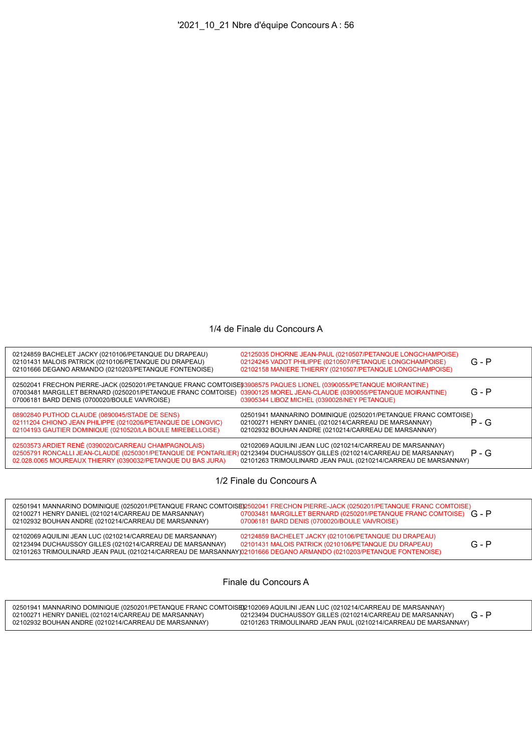# '2021_10_21 Nbre d'équipe Concours A : 56

## 1/4 de Finale du Concours A

| | | |
|---|---|---|
| 02124859 BACHELET JACKY (0210106/PETANQUE DU DRAPEAU)<br>02101431 MALOIS PATRICK (0210106/PETANQUE DU DRAPEAU)<br>02101666 DEGANO ARMANDO (0210203/PETANQUE FONTENOISE) | 02125035 DHORNE JEAN-PAUL (0210507/PETANQUE LONGCHAMPOISE)<br>02124245 VADOT PHILIPPE (0210507/PETANQUE LONGCHAMPOISE)<br>02102158 MANIERE THIERRY (0210507/PETANQUE LONGCHAMPOISE) | G - P |
| 02502041 FRECHON PIERRE-JACK (0250201/PETANQUE FRANC COMTOISE)<br>07003481 MARGILLET BERNARD (0250201/PETANQUE FRANC COMTOISE)<br>07006181 BARD DENIS (0700020/BOULE VAIVROISE) | 03908575 PAQUES LIONEL (0390055/PETANQUE MOIRANTINE)<br>03900125 MOREL JEAN-CLAUDE (0390055/PETANQUE MOIRANTINE)<br>03905344 LIBOZ MICHEL (0390028/NEY PETANQUE) | G - P |
| 08902840 PUTHOD CLAUDE (0890045/STADE DE SENS)<br>02111204 CHIONO JEAN PHILIPPE (0210206/PETANQUE DE LONGVIC)<br>02104193 GAUTIER DOMINIQUE (0210520/LA BOULE MIREBELLOISE) | 02501941 MANNARINO DOMINIQUE (0250201/PETANQUE FRANC COMTOISE)<br>02100271 HENRY DANIEL (0210214/CARREAU DE MARSANNAY)<br>02102932 BOUHAN ANDRE (0210214/CARREAU DE MARSANNAY) | P - G |
| 02503573 ARDIET RENÉ (0390020/CARREAU CHAMPAGNOLAIS)<br>02505791 RONCALLI JEAN-CLAUDE (0250301/PETANQUE DE PONTARLIER)<br>02.028.0065 MOUREAUX THIERRY (0390032/PETANQUE DU BAS JURA) | 02102069 AQUILINI JEAN LUC (0210214/CARREAU DE MARSANNAY)<br>02123494 DUCHAUSSOY GILLES (0210214/CARREAU DE MARSANNAY)<br>02101263 TRIMOULINARD JEAN PAUL (0210214/CARREAU DE MARSANNAY) | P - G |

## 1/2 Finale du Concours A

| | | |
|---|---|---|
| 02501941 MANNARINO DOMINIQUE (0250201/PETANQUE FRANC COMTOISE)<br>02100271 HENRY DANIEL (0210214/CARREAU DE MARSANNAY)<br>02102932 BOUHAN ANDRE (0210214/CARREAU DE MARSANNAY) | 02502041 FRECHON PIERRE-JACK (0250201/PETANQUE FRANC COMTOISE)<br>07003481 MARGILLET BERNARD (0250201/PETANQUE FRANC COMTOISE)<br>07006181 BARD DENIS (0700020/BOULE VAIVROISE) | G - P |
| 02102069 AQUILINI JEAN LUC (0210214/CARREAU DE MARSANNAY)<br>02123494 DUCHAUSSOY GILLES (0210214/CARREAU DE MARSANNAY)<br>02101263 TRIMOULINARD JEAN PAUL (0210214/CARREAU DE MARSANNAY) | 02124859 BACHELET JACKY (0210106/PETANQUE DU DRAPEAU)<br>02101431 MALOIS PATRICK (0210106/PETANQUE DU DRAPEAU)<br>02101666 DEGANO ARMANDO (0210203/PETANQUE FONTENOISE) | G - P |

## Finale du Concours A

| | | |
|---|---|---|
| 02501941 MANNARINO DOMINIQUE (0250201/PETANQUE FRANC COMTOISE)<br>02100271 HENRY DANIEL (0210214/CARREAU DE MARSANNAY)<br>02102932 BOUHAN ANDRE (0210214/CARREAU DE MARSANNAY) | 02102069 AQUILINI JEAN LUC (0210214/CARREAU DE MARSANNAY)<br>02123494 DUCHAUSSOY GILLES (0210214/CARREAU DE MARSANNAY)<br>02101263 TRIMOULINARD JEAN PAUL (0210214/CARREAU DE MARSANNAY) | G - P |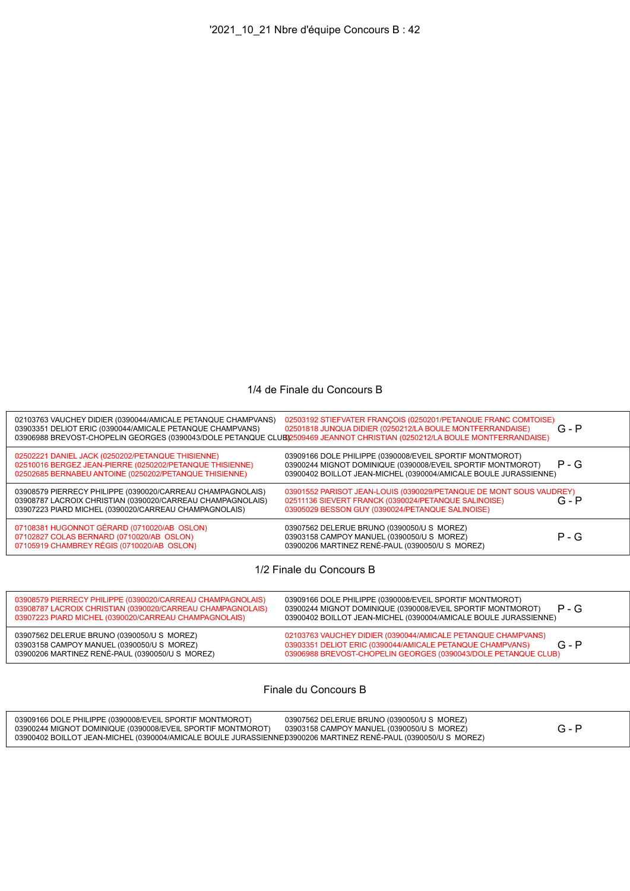'2021_10_21 Nbre d'équipe Concours B : 42

## 1/4 de Finale du Concours B

| Équipe 1 | Équipe 2 | Résultat |
|---|---|---|
| 02103763 VAUCHEY DIDIER (0390044/AMICALE PETANQUE CHAMPVANS)<br>03903351 DELIOT ERIC (0390044/AMICALE PETANQUE CHAMPVANS)<br>03906988 BREVOST-CHOPELIN GEORGES (0390043/DOLE PETANQUE CLUB) | 02503192 STIEFVATER FRANÇOIS (0250201/PETANQUE FRANC COMTOISE)<br>02501818 JUNQUA DIDIER (0250212/LA BOULE MONTFERRANDAISE)<br>02509469 JEANNOT CHRISTIAN (0250212/LA BOULE MONTFERRANDAISE) | G - P |
| 02502221 DANIEL JACK (0250202/PETANQUE THISIENNE)<br>02510016 BERGEZ JEAN-PIERRE (0250202/PETANQUE THISIENNE)<br>02502685 BERNABEU ANTOINE (0250202/PETANQUE THISIENNE) | 03909166 DOLE PHILIPPE (0390008/EVEIL SPORTIF MONTMOROT)<br>03900244 MIGNOT DOMINIQUE (0390008/EVEIL SPORTIF MONTMOROT)<br>03900402 BOILLOT JEAN-MICHEL (0390004/AMICALE BOULE JURASSIENNE) | P - G |
| 03908579 PIERRECY PHILIPPE (0390020/CARREAU CHAMPAGNOLAIS)<br>03908787 LACROIX CHRISTIAN (0390020/CARREAU CHAMPAGNOLAIS)<br>03907223 PIARD MICHEL (0390020/CARREAU CHAMPAGNOLAIS) | 03901552 PARISOT JEAN-LOUIS (0390029/PETANQUE DE MONT SOUS VAUDREY)<br>02511136 SIEVERT FRANCK (0390024/PETANQUE SALINOISE)<br>03905029 BESSON GUY (0390024/PETANQUE SALINOISE) | G - P |
| 07108381 HUGONNOT GÉRARD (0710020/AB OSLON)<br>07102827 COLAS BERNARD (0710020/AB OSLON)<br>07105919 CHAMBREY RÉGIS (0710020/AB OSLON) | 03907562 DELERUE BRUNO (0390050/U S MOREZ)<br>03903158 CAMPOY MANUEL (0390050/U S MOREZ)<br>03900206 MARTINEZ RENÉ-PAUL (0390050/U S MOREZ) | P - G |

## 1/2 Finale du Concours B

| Équipe 1 | Équipe 2 | Résultat |
|---|---|---|
| 03908579 PIERRECY PHILIPPE (0390020/CARREAU CHAMPAGNOLAIS)<br>03908787 LACROIX CHRISTIAN (0390020/CARREAU CHAMPAGNOLAIS)<br>03907223 PIARD MICHEL (0390020/CARREAU CHAMPAGNOLAIS) | 03909166 DOLE PHILIPPE (0390008/EVEIL SPORTIF MONTMOROT)<br>03900244 MIGNOT DOMINIQUE (0390008/EVEIL SPORTIF MONTMOROT)<br>03900402 BOILLOT JEAN-MICHEL (0390004/AMICALE BOULE JURASSIENNE) | P - G |
| 03907562 DELERUE BRUNO (0390050/U S MOREZ)<br>03903158 CAMPOY MANUEL (0390050/U S MOREZ)<br>03900206 MARTINEZ RENÉ-PAUL (0390050/U S MOREZ) | 02103763 VAUCHEY DIDIER (0390044/AMICALE PETANQUE CHAMPVANS)<br>03903351 DELIOT ERIC (0390044/AMICALE PETANQUE CHAMPVANS)<br>03906988 BREVOST-CHOPELIN GEORGES (0390043/DOLE PETANQUE CLUB) | G - P |

## Finale du Concours B

| Équipe 1 | Équipe 2 | Résultat |
|---|---|---|
| 03909166 DOLE PHILIPPE (0390008/EVEIL SPORTIF MONTMOROT)<br>03900244 MIGNOT DOMINIQUE (0390008/EVEIL SPORTIF MONTMOROT)<br>03900402 BOILLOT JEAN-MICHEL (0390004/AMICALE BOULE JURASSIENNE) | 03907562 DELERUE BRUNO (0390050/U S MOREZ)<br>03903158 CAMPOY MANUEL (0390050/U S MOREZ)<br>03900206 MARTINEZ RENÉ-PAUL (0390050/U S MOREZ) | G - P |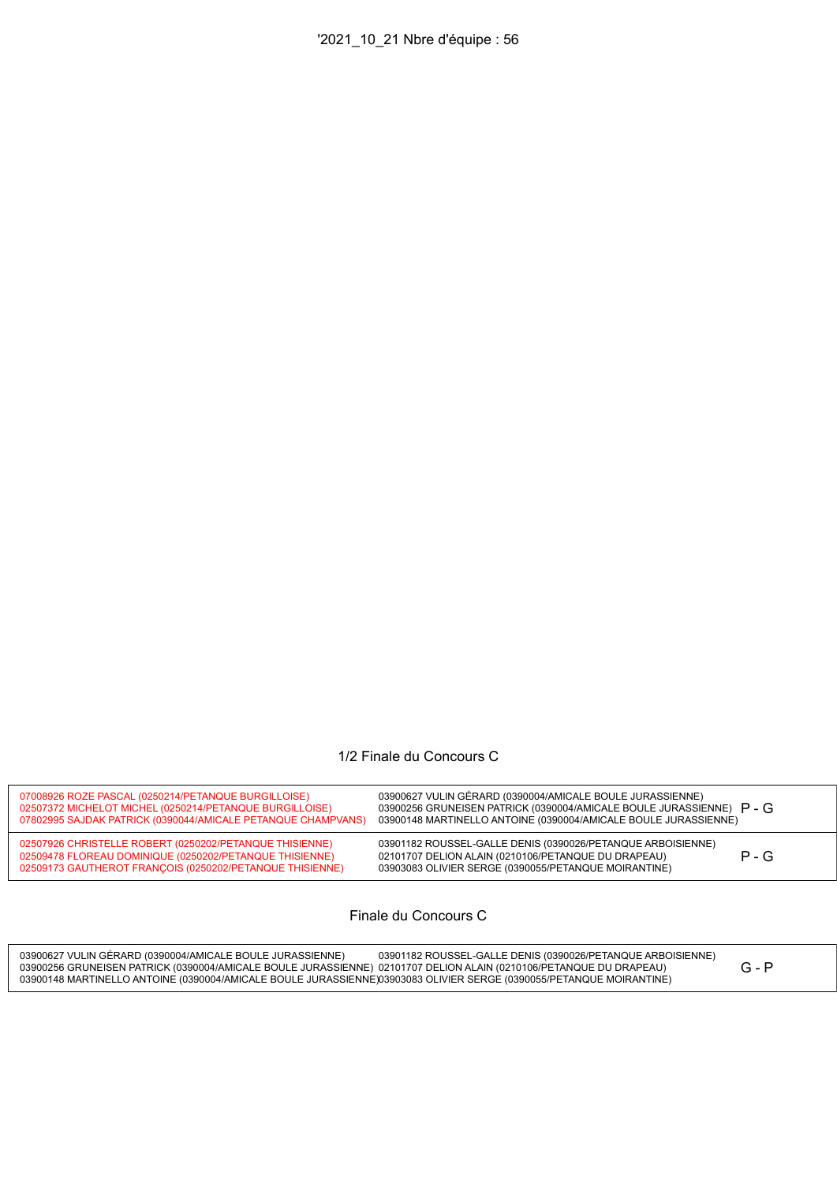'2021_10_21 Nbre d'équipe : 56

## 1/2 Finale du Concours C

| | | |
|---|---|---|
| 07008926 ROZE PASCAL (0250214/PETANQUE BURGILLOISE)<br>02507372 MICHELOT MICHEL (0250214/PETANQUE BURGILLOISE)<br>07802995 SAJDAK PATRICK (0390044/AMICALE PETANQUE CHAMPVANS) | 03900627 VULIN GÉRARD (0390004/AMICALE BOULE JURASSIENNE)<br>03900256 GRUNEISEN PATRICK (0390004/AMICALE BOULE JURASSIENNE)<br>03900148 MARTINELLO ANTOINE (0390004/AMICALE BOULE JURASSIENNE) | P - G |
| 02507926 CHRISTELLE ROBERT (0250202/PETANQUE THISIENNE)<br>02509478 FLOREAU DOMINIQUE (0250202/PETANQUE THISIENNE)<br>02509173 GAUTHEROT FRANÇOIS (0250202/PETANQUE THISIENNE) | 03901182 ROUSSEL-GALLE DENIS (0390026/PETANQUE ARBOISIENNE)<br>02101707 DELION ALAIN (0210106/PETANQUE DU DRAPEAU)<br>03903083 OLIVIER SERGE (0390055/PETANQUE MOIRANTINE) | P - G |

## Finale du Concours C

| | | |
|---|---|---|
| 03900627 VULIN GÉRARD (0390004/AMICALE BOULE JURASSIENNE)<br>03900256 GRUNEISEN PATRICK (0390004/AMICALE BOULE JURASSIENNE)<br>03900148 MARTINELLO ANTOINE (0390004/AMICALE BOULE JURASSIENNE) | 03901182 ROUSSEL-GALLE DENIS (0390026/PETANQUE ARBOISIENNE)<br>02101707 DELION ALAIN (0210106/PETANQUE DU DRAPEAU)<br>03903083 OLIVIER SERGE (0390055/PETANQUE MOIRANTINE) | G - P |